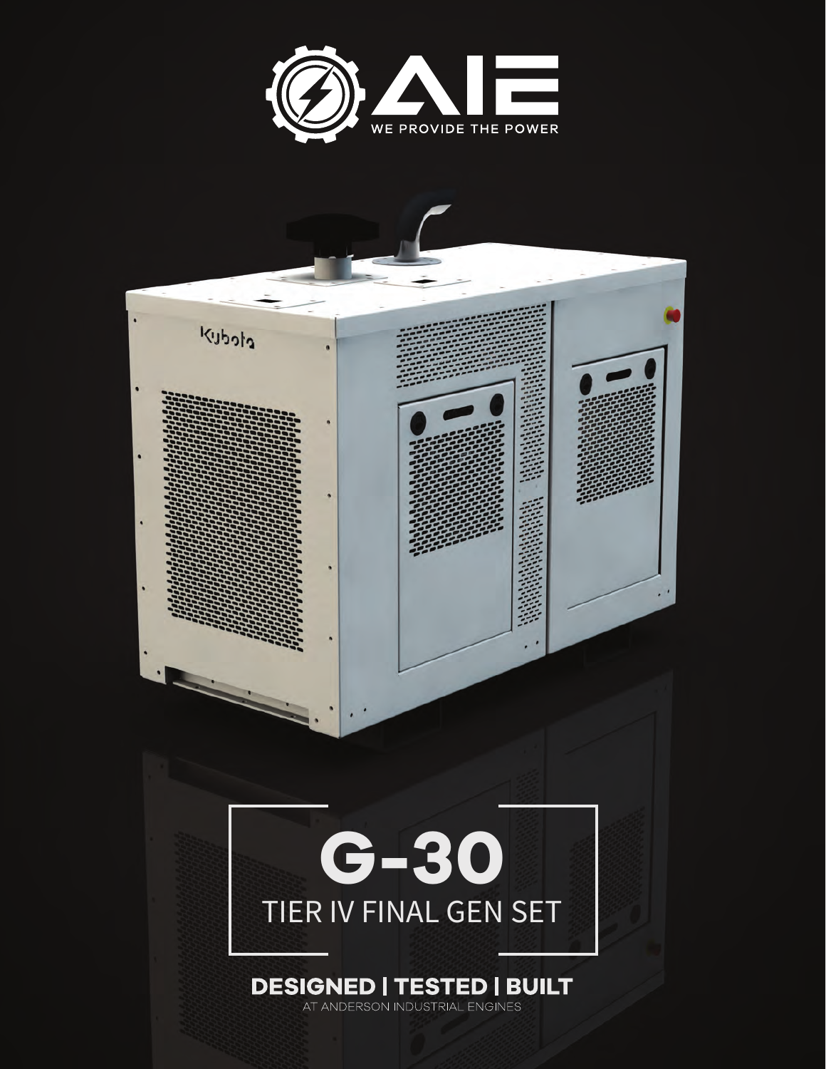WE PROVIDE THE POWER

# G-30

## TIER IV FINAL GEN SET

**DESIGNED | TESTED | BUILT**

AT ANDERSON INDUSTRIAL ENGINES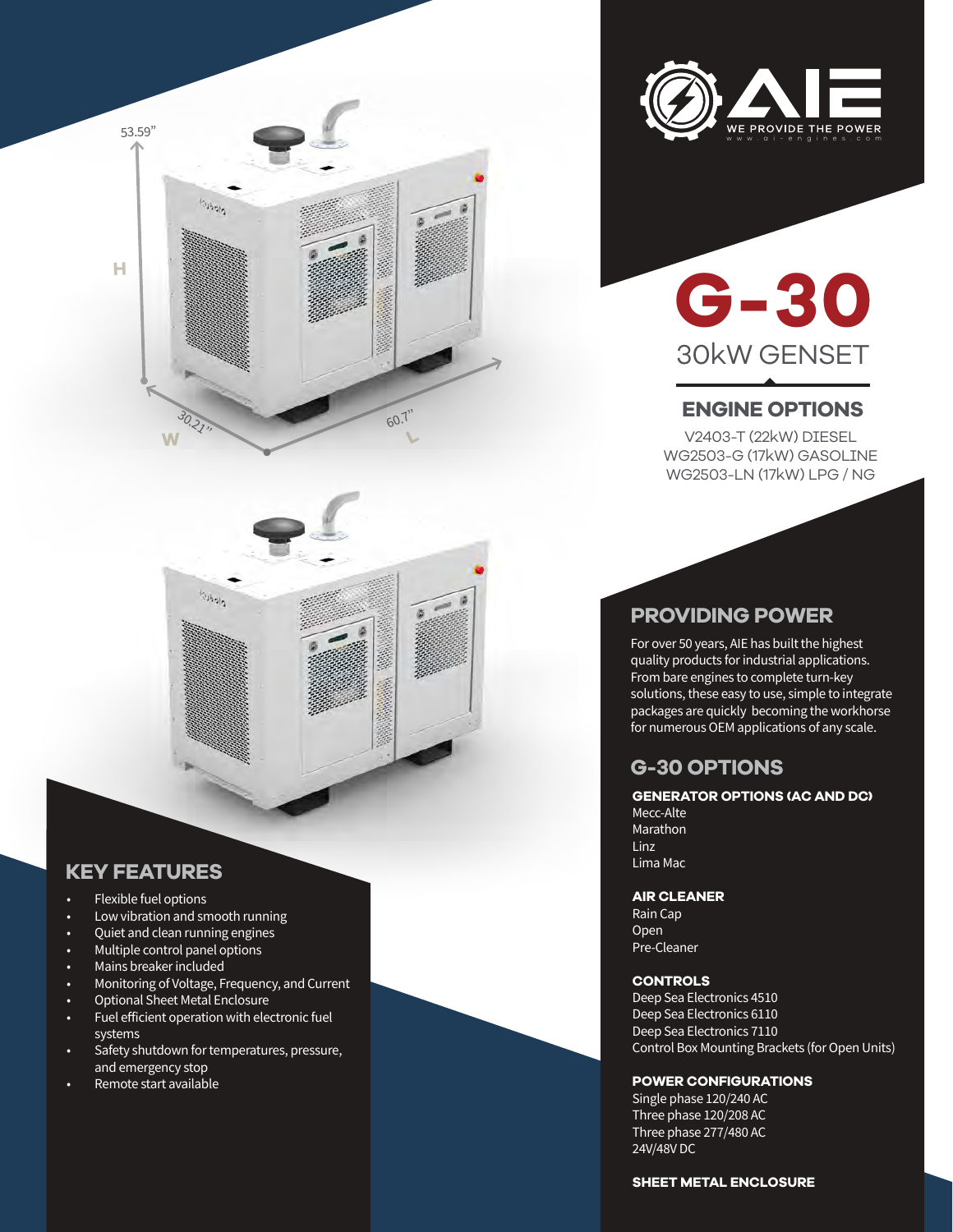53.59"

H

30.21"

W

60.7"

L

WE PROVIDE THE POWER

www.ai-engines.com

# G-30

30kW GENSET

## ENGINE OPTIONS

V2403-T (22kW) DIESEL
WG2503-G (17kW) GASOLINE
WG2503-LN (17kW) LPG / NG

## PROVIDING POWER

For over 50 years, AIE has built the highest quality products for industrial applications. From bare engines to complete turn-key solutions, these easy to use, simple to integrate packages are quickly becoming the workhorse for numerous OEM applications of any scale.

## G-30 OPTIONS

**GENERATOR OPTIONS (AC AND DC)**

Mecc-Alte
Marathon
Linz
Lima Mac

**AIR CLEANER**

Rain Cap
Open
Pre-Cleaner

**CONTROLS**

Deep Sea Electronics 4510
Deep Sea Electronics 6110
Deep Sea Electronics 7110
Control Box Mounting Brackets (for Open Units)

**POWER CONFIGURATIONS**

Single phase 120/240 AC
Three phase 120/208 AC
Three phase 277/480 AC
24V/48V DC

**SHEET METAL ENCLOSURE**

## KEY FEATURES

- Flexible fuel options
- Low vibration and smooth running
- Quiet and clean running engines
- Multiple control panel options
- Mains breaker included
- Monitoring of Voltage, Frequency, and Current
- Optional Sheet Metal Enclosure
- Fuel efficient operation with electronic fuel systems
- Safety shutdown for temperatures, pressure, and emergency stop
- Remote start available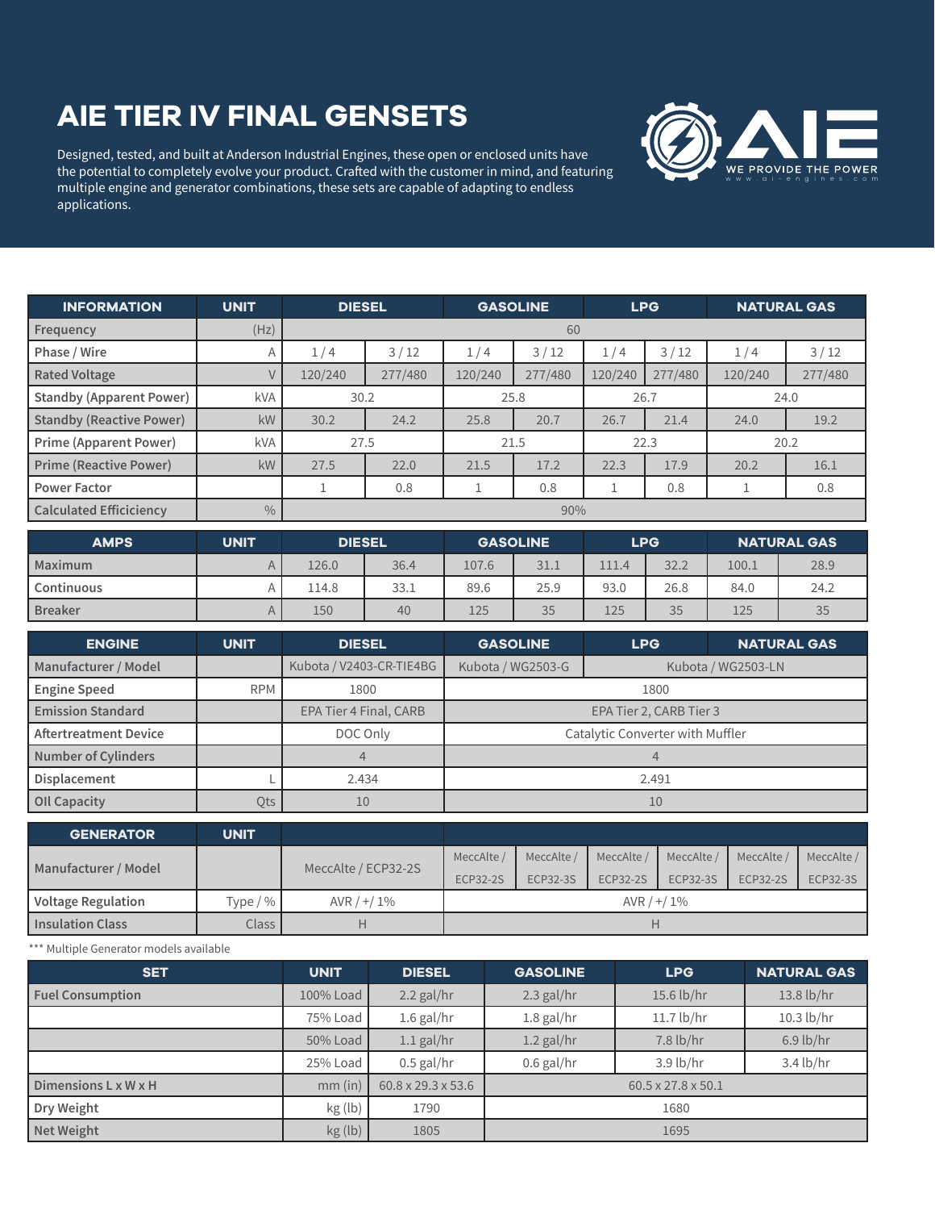# AIE TIER IV FINAL GENSETS

Designed, tested, and built at Anderson Industrial Engines, these open or enclosed units have the potential to completely evolve your product. Crafted with the customer in mind, and featuring multiple engine and generator combinations, these sets are capable of adapting to endless applications.

AIE — WE PROVIDE THE POWER — www.ai-engines.com

| INFORMATION | UNIT | DIESEL | | GASOLINE | | LPG | | NATURAL GAS | |
|---|---|---|---|---|---|---|---|---|---|
| Frequency | (Hz) | 60 | | | | | | | |
| Phase / Wire | A | 1 / 4 | 3 / 12 | 1 / 4 | 3 / 12 | 1 / 4 | 3 / 12 | 1 / 4 | 3 / 12 |
| Rated Voltage | V | 120/240 | 277/480 | 120/240 | 277/480 | 120/240 | 277/480 | 120/240 | 277/480 |
| Standby (Apparent Power) | kVA | 30.2 | | 25.8 | | 26.7 | | 24.0 | |
| Standby (Reactive Power) | kW | 30.2 | 24.2 | 25.8 | 20.7 | 26.7 | 21.4 | 24.0 | 19.2 |
| Prime (Apparent Power) | kVA | 27.5 | | 21.5 | | 22.3 | | 20.2 | |
| Prime (Reactive Power) | kW | 27.5 | 22.0 | 21.5 | 17.2 | 22.3 | 17.9 | 20.2 | 16.1 |
| Power Factor | | 1 | 0.8 | 1 | 0.8 | 1 | 0.8 | 1 | 0.8 |
| Calculated Efficiciency | % | 90% | | | | | | | |

| AMPS | UNIT | DIESEL | | GASOLINE | | LPG | | NATURAL GAS | |
|---|---|---|---|---|---|---|---|---|---|
| Maximum | A | 126.0 | 36.4 | 107.6 | 31.1 | 111.4 | 32.2 | 100.1 | 28.9 |
| Continuous | A | 114.8 | 33.1 | 89.6 | 25.9 | 93.0 | 26.8 | 84.0 | 24.2 |
| Breaker | A | 150 | 40 | 125 | 35 | 125 | 35 | 125 | 35 |

| ENGINE | UNIT | DIESEL | GASOLINE | LPG | NATURAL GAS |
|---|---|---|---|---|---|
| Manufacturer / Model | | Kubota / V2403-CR-TIE4BG | Kubota / WG2503-G | Kubota / WG2503-LN | |
| Engine Speed | RPM | 1800 | 1800 | | |
| Emission Standard | | EPA Tier 4 Final, CARB | EPA Tier 2, CARB Tier 3 | | |
| Aftertreatment Device | | DOC Only | Catalytic Converter with Muffler | | |
| Number of Cylinders | | 4 | 4 | | |
| Displacement | L | 2.434 | 2.491 | | |
| Oil Capacity | Qts | 10 | 10 | | |

| GENERATOR | UNIT | | | | | | | |
|---|---|---|---|---|---|---|---|---|
| Manufacturer / Model | | MeccAlte / ECP32-2S | MeccAlte / ECP32-2S | MeccAlte / ECP32-3S | MeccAlte / ECP32-2S | MeccAlte / ECP32-3S | MeccAlte / ECP32-2S | MeccAlte / ECP32-3S |
| Voltage Regulation | Type / % | AVR / +/ 1% | AVR / +/ 1% | | | | | |
| Insulation Class | Class | H | H | | | | | |

*** Multiple Generator models available

| SET | UNIT | DIESEL | GASOLINE | LPG | NATURAL GAS |
|---|---|---|---|---|---|
| Fuel Consumption | 100% Load | 2.2 gal/hr | 2.3 gal/hr | 15.6 lb/hr | 13.8 lb/hr |
| | 75% Load | 1.6 gal/hr | 1.8 gal/hr | 11.7 lb/hr | 10.3 lb/hr |
| | 50% Load | 1.1 gal/hr | 1.2 gal/hr | 7.8 lb/hr | 6.9 lb/hr |
| | 25% Load | 0.5 gal/hr | 0.6 gal/hr | 3.9 lb/hr | 3.4 lb/hr |
| Dimensions L x W x H | mm (in) | 60.8 x 29.3 x 53.6 | 60.5 x 27.8 x 50.1 | | |
| Dry Weight | kg (lb) | 1790 | 1680 | | |
| Net Weight | kg (lb) | 1805 | 1695 | | |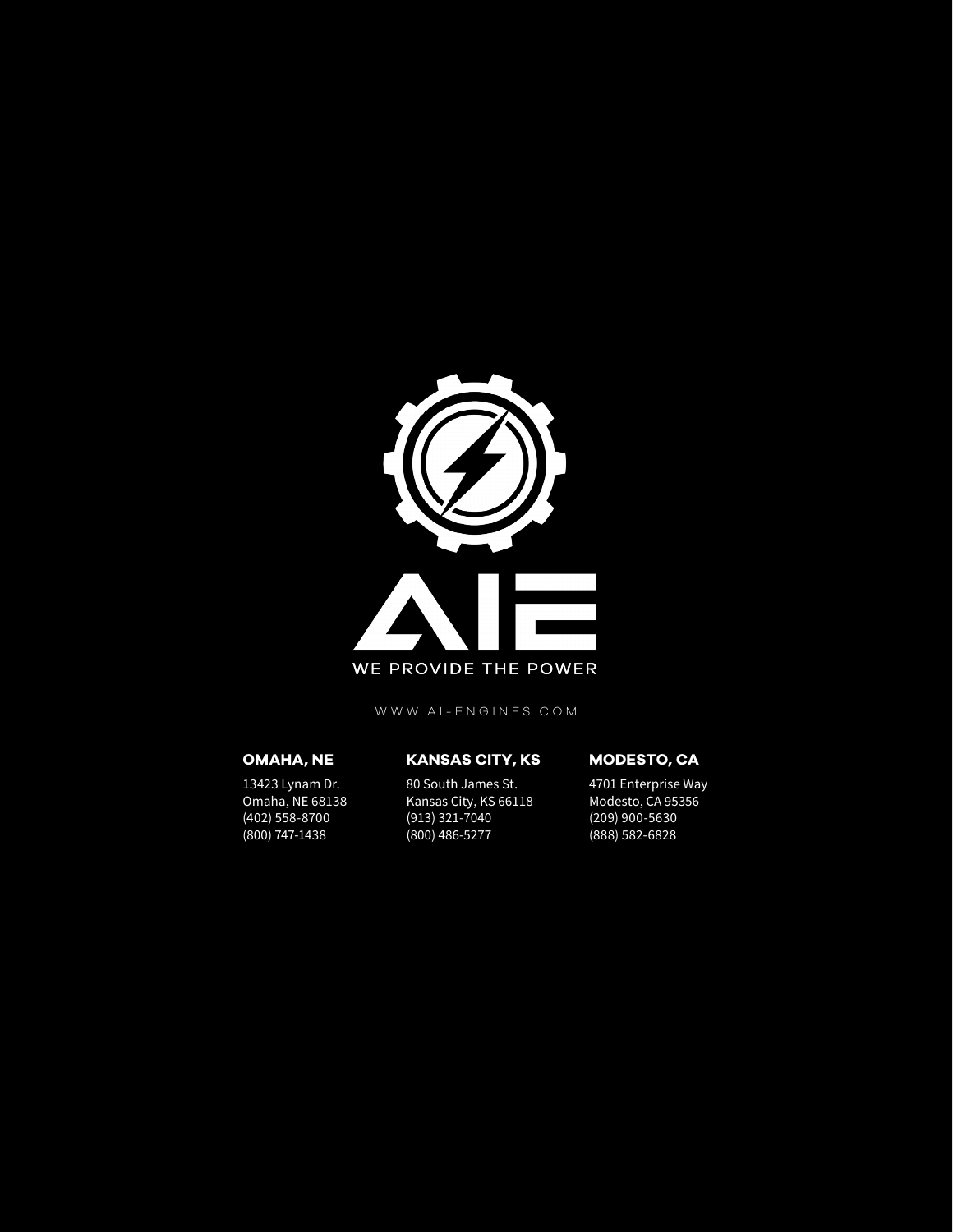AIE

WE PROVIDE THE POWER

WWW.AI-ENGINES.COM

### OMAHA, NE

13423 Lynam Dr.
Omaha, NE 68138
(402) 558-8700
(800) 747-1438

### KANSAS CITY, KS

80 South James St.
Kansas City, KS 66118
(913) 321-7040
(800) 486-5277

### MODESTO, CA

4701 Enterprise Way
Modesto, CA 95356
(209) 900-5630
(888) 582-6828